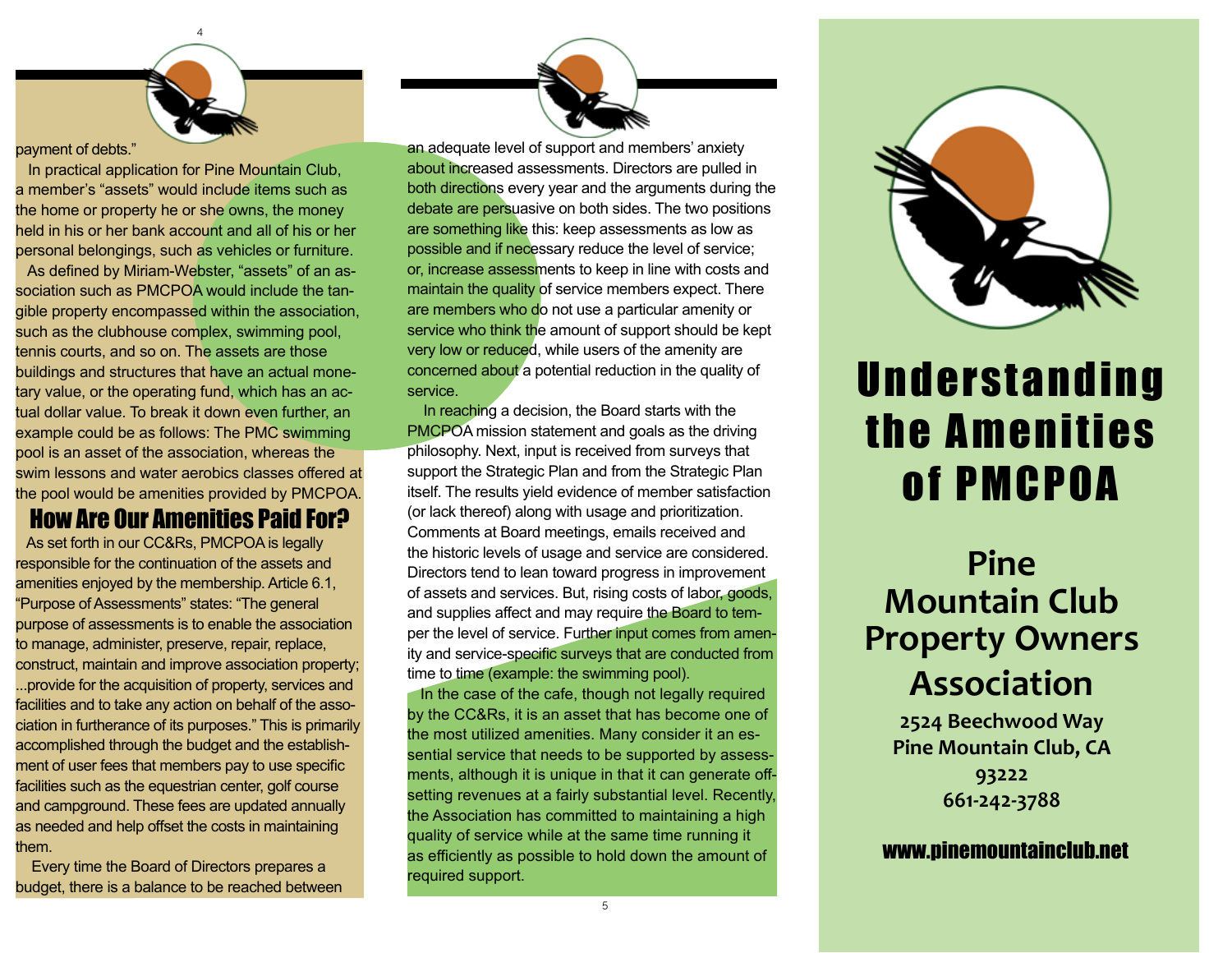payment of debts."

In practical application for Pine Mountain Club, a member's "assets" would include items such as the home or property he or she owns, the money held in his or her bank account and all of his or her personal belongings, such as vehicles or furniture.

As defined by Miriam-Webster, "assets" of an association such as PMCPOA would include the tangible property encompassed within the association, such as the clubhouse complex, swimming pool, tennis courts, and so on. The assets are those buildings and structures that have an actual monetary value, or the operating fund, which has an actual dollar value. To break it down even further, an example could be as follows: The PMC swimming pool is an asset of the association, whereas the swim lessons and water aerobics classes offered at the pool would be amenities provided by PMCPOA.

## How Are Our Amenities Paid For?

As set forth in our CC&Rs, PMCPOA is legally responsible for the continuation of the assets and amenities enjoyed by the membership. Article 6.1, "Purpose of Assessments" states: "The general purpose of assessments is to enable the association to manage, administer, preserve, repair, replace, construct, maintain and improve association property; ...provide for the acquisition of property, services and facilities and to take any action on behalf of the association in furtherance of its purposes." This is primarily accomplished through the budget and the establishment of user fees that members pay to use specific facilities such as the equestrian center, golf course and campground. These fees are updated annually as needed and help offset the costs in maintaining them.

Every time the Board of Directors prepares a budget, there is a balance to be reached between an adequate level of support and members' anxiety about increased assessments. Directors are pulled in both directions every year and the arguments during the debate are persuasive on both sides. The two positions are something like this: keep assessments as low as possible and if necessary reduce the level of service; or, increase assessments to keep in line with costs and maintain the quality of service members expect. There are members who do not use a particular amenity or service who think the amount of support should be kept very low or reduced, while users of the amenity are concerned about a potential reduction in the quality of service.

In reaching a decision, the Board starts with the PMCPOA mission statement and goals as the driving philosophy. Next, input is received from surveys that support the Strategic Plan and from the Strategic Plan itself. The results yield evidence of member satisfaction (or lack thereof) along with usage and prioritization. Comments at Board meetings, emails received and the historic levels of usage and service are considered. Directors tend to lean toward progress in improvement of assets and services. But, rising costs of labor, goods, and supplies affect and may require the Board to temper the level of service. Further input comes from amenity and service-specific surveys that are conducted from time to time (example: the swimming pool).

In the case of the cafe, though not legally required by the CC&Rs, it is an asset that has become one of the most utilized amenities. Many consider it an essential service that needs to be supported by assessments, although it is unique in that it can generate offsetting revenues at a fairly substantial level. Recently, the Association has committed to maintaining a high quality of service while at the same time running it as efficiently as possible to hold down the amount of required support.

# Understanding the Amenities of PMCPOA

## Pine Mountain Club Property Owners Association

**2524 Beechwood Way**
**Pine Mountain Club, CA 93222**
**661-242-3788**

**www.pinemountainclub.net**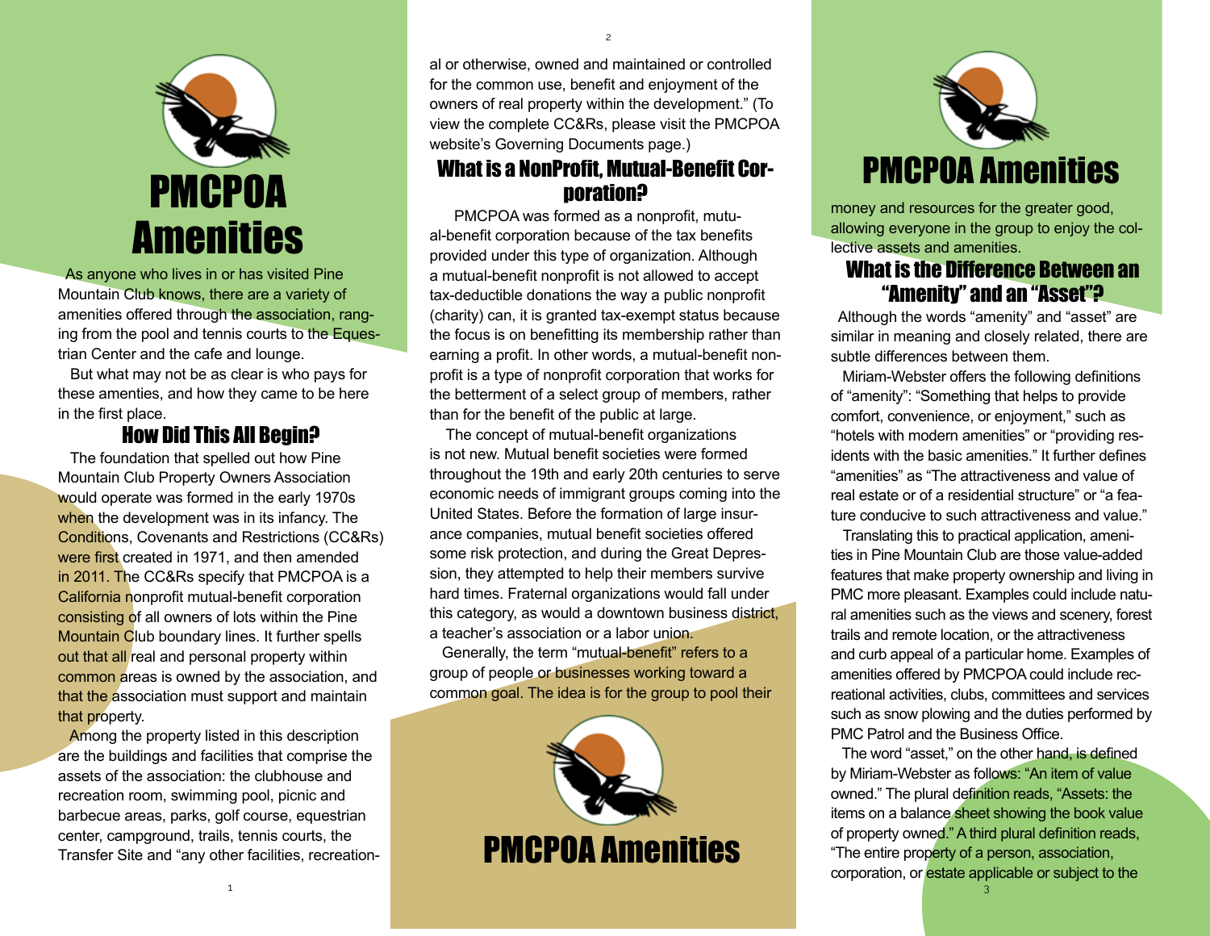# PMCPOA Amenities

As anyone who lives in or has visited Pine Mountain Club knows, there are a variety of amenities offered through the association, ranging from the pool and tennis courts to the Equestrian Center and the cafe and lounge.

But what may not be as clear is who pays for these amentities, and how they came to be here in the first place.

## How Did This All Begin?

The foundation that spelled out how Pine Mountain Club Property Owners Association would operate was formed in the early 1970s when the development was in its infancy. The Conditions, Covenants and Restrictions (CC&Rs) were first created in 1971, and then amended in 2011. The CC&Rs specify that PMCPOA is a California nonprofit mutual-benefit corporation consisting of all owners of lots within the Pine Mountain Club boundary lines. It further spells out that all real and personal property within common areas is owned by the association, and that the association must support and maintain that property.

Among the property listed in this description are the buildings and facilities that comprise the assets of the association: the clubhouse and recreation room, swimming pool, picnic and barbecue areas, parks, golf course, equestrian center, campground, trails, tennis courts, the Transfer Site and "any other facilities, recreational or otherwise, owned and maintained or controlled for the common use, benefit and enjoyment of the owners of real property within the development." (To view the complete CC&Rs, please visit the PMCPOA website's Governing Documents page.)

## What is a NonProfit, Mutual-Benefit Corporation?

PMCPOA was formed as a nonprofit, mutual-benefit corporation because of the tax benefits provided under this type of organization. Although a mutual-benefit nonprofit is not allowed to accept tax-deductible donations the way a public nonprofit (charity) can, it is granted tax-exempt status because the focus is on benefitting its membership rather than earning a profit. In other words, a mutual-benefit nonprofit is a type of nonprofit corporation that works for the betterment of a select group of members, rather than for the benefit of the public at large.

The concept of mutual-benefit organizations is not new. Mutual benefit societies were formed throughout the 19th and early 20th centuries to serve economic needs of immigrant groups coming into the United States. Before the formation of large insurance companies, mutual benefit societies offered some risk protection, and during the Great Depression, they attempted to help their members survive hard times. Fraternal organizations would fall under this category, as would a downtown business district, a teacher's association or a labor union.

Generally, the term "mutual-benefit" refers to a group of people or businesses working toward a common goal. The idea is for the group to pool their money and resources for the greater good, allowing everyone in the group to enjoy the collective assets and amenities.

## What is the Difference Between an "Amenity" and an "Asset"?

Although the words "amenity" and "asset" are similar in meaning and closely related, there are subtle differences between them.

Miriam-Webster offers the following definitions of "amenity": "Something that helps to provide comfort, convenience, or enjoyment," such as "hotels with modern amenities" or "providing residents with the basic amenities." It further defines "amenities" as "The attractiveness and value of real estate or of a residential structure" or "a feature conducive to such attractiveness and value."

Translating this to practical application, amenities in Pine Mountain Club are those value-added features that make property ownership and living in PMC more pleasant. Examples could include natural amenities such as the views and scenery, forest trails and remote location, or the attractiveness and curb appeal of a particular home. Examples of amenities offered by PMCPOA could include recreational activities, clubs, committees and services such as snow plowing and the duties performed by PMC Patrol and the Business Office.

The word "asset," on the other hand, is defined by Miriam-Webster as follows: "An item of value owned." The plural definition reads, "Assets: the items on a balance sheet showing the book value of property owned." A third plural definition reads, "The entire property of a person, association, corporation, or estate applicable or subject to the